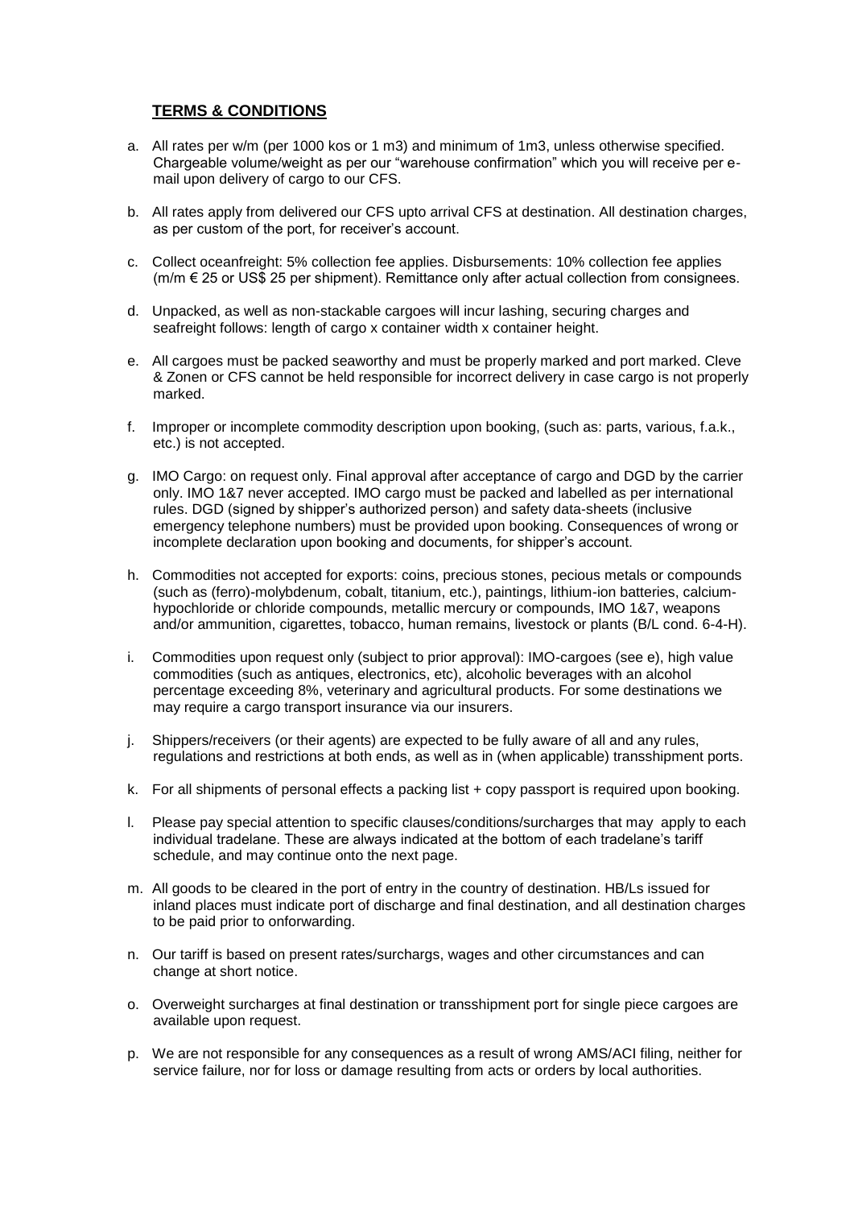## TERMS & CONDITIONS

a. All rates per w/m (per 1000 kos or 1 m3) and minimum of 1m3, unless otherwise specified. Chargeable volume/weight as per our "warehouse confirmation" which you will receive per e-mail upon delivery of cargo to our CFS.

b. All rates apply from delivered our CFS upto arrival CFS at destination. All destination charges, as per custom of the port, for receiver's account.

c. Collect oceanfreight: 5% collection fee applies. Disbursements: 10% collection fee applies (m/m € 25 or US$ 25 per shipment). Remittance only after actual collection from consignees.

d. Unpacked, as well as non-stackable cargoes will incur lashing, securing charges and seafreight follows: length of cargo x container width x container height.

e. All cargoes must be packed seaworthy and must be properly marked and port marked. Cleve & Zonen or CFS cannot be held responsible for incorrect delivery in case cargo is not properly marked.

f. Improper or incomplete commodity description upon booking, (such as: parts, various, f.a.k., etc.) is not accepted.

g. IMO Cargo: on request only. Final approval after acceptance of cargo and DGD by the carrier only. IMO 1&7 never accepted. IMO cargo must be packed and labelled as per international rules. DGD (signed by shipper's authorized person) and safety data-sheets (inclusive emergency telephone numbers) must be provided upon booking. Consequences of wrong or incomplete declaration upon booking and documents, for shipper's account.

h. Commodities not accepted for exports: coins, precious stones, pecious metals or compounds (such as (ferro)-molybdenum, cobalt, titanium, etc.), paintings, lithium-ion batteries, calcium-hypochloride or chloride compounds, metallic mercury or compounds, IMO 1&7, weapons and/or ammunition, cigarettes, tobacco, human remains, livestock or plants (B/L cond. 6-4-H).

i. Commodities upon request only (subject to prior approval): IMO-cargoes (see e), high value commodities (such as antiques, electronics, etc), alcoholic beverages with an alcohol percentage exceeding 8%, veterinary and agricultural products. For some destinations we may require a cargo transport insurance via our insurers.

j. Shippers/receivers (or their agents) are expected to be fully aware of all and any rules, regulations and restrictions at both ends, as well as in (when applicable) transshipment ports.

k. For all shipments of personal effects a packing list + copy passport is required upon booking.

l. Please pay special attention to specific clauses/conditions/surcharges that may apply to each individual tradelane. These are always indicated at the bottom of each tradelane's tariff schedule, and may continue onto the next page.

m. All goods to be cleared in the port of entry in the country of destination. HB/Ls issued for inland places must indicate port of discharge and final destination, and all destination charges to be paid prior to onforwarding.

n. Our tariff is based on present rates/surchargs, wages and other circumstances and can change at short notice.

o. Overweight surcharges at final destination or transshipment port for single piece cargoes are available upon request.

p. We are not responsible for any consequences as a result of wrong AMS/ACI filing, neither for service failure, nor for loss or damage resulting from acts or orders by local authorities.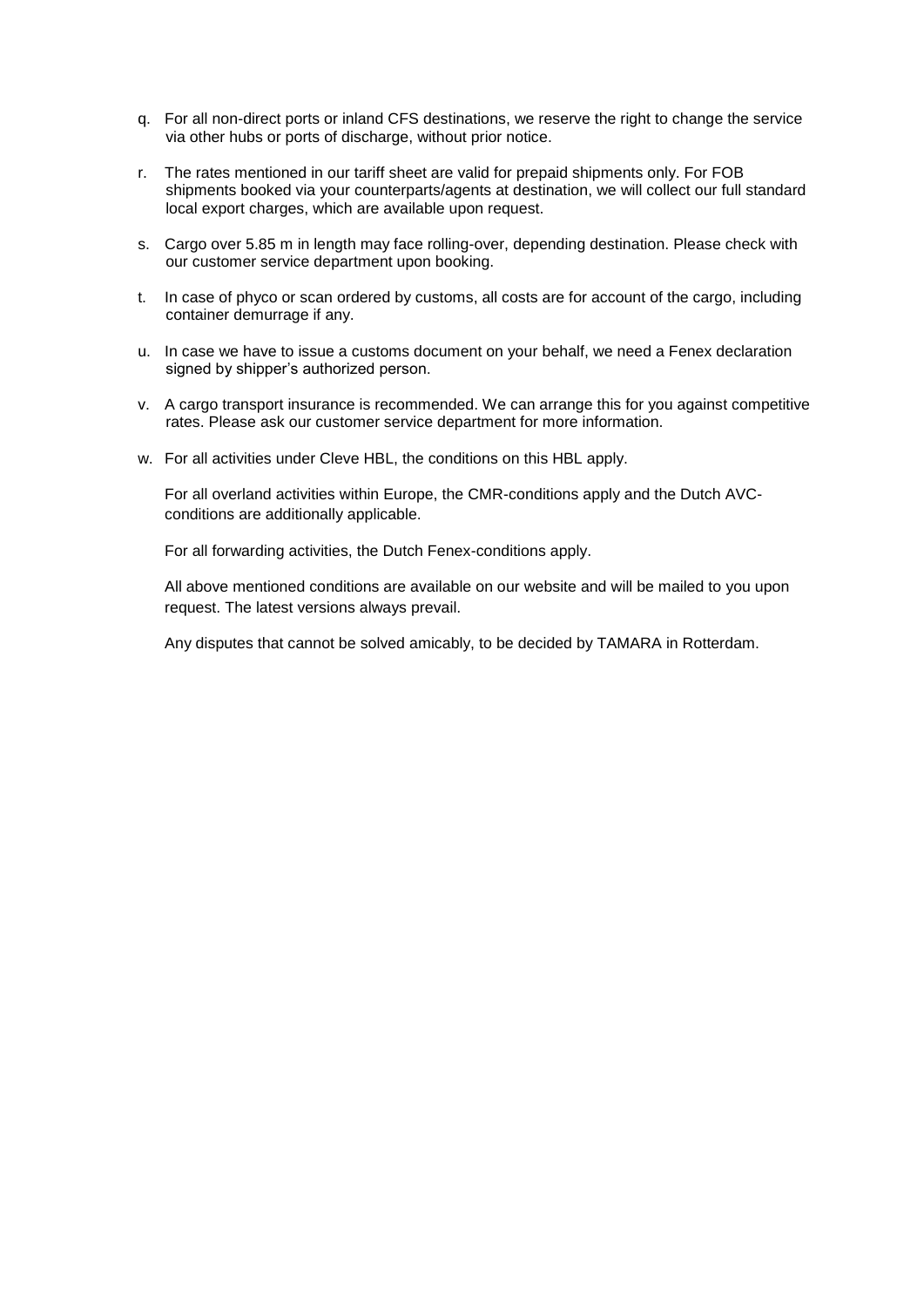q. For all non-direct ports or inland CFS destinations, we reserve the right to change the service via other hubs or ports of discharge, without prior notice.

r. The rates mentioned in our tariff sheet are valid for prepaid shipments only. For FOB shipments booked via your counterparts/agents at destination, we will collect our full standard local export charges, which are available upon request.

s. Cargo over 5.85 m in length may face rolling-over, depending destination. Please check with our customer service department upon booking.

t. In case of phyco or scan ordered by customs, all costs are for account of the cargo, including container demurrage if any.

u. In case we have to issue a customs document on your behalf, we need a Fenex declaration signed by shipper's authorized person.

v. A cargo transport insurance is recommended. We can arrange this for you against competitive rates. Please ask our customer service department for more information.

w. For all activities under Cleve HBL, the conditions on this HBL apply.

   For all overland activities within Europe, the CMR-conditions apply and the Dutch AVC-conditions are additionally applicable.

   For all forwarding activities, the Dutch Fenex-conditions apply.

   All above mentioned conditions are available on our website and will be mailed to you upon request. The latest versions always prevail.

   Any disputes that cannot be solved amicably, to be decided by TAMARA in Rotterdam.